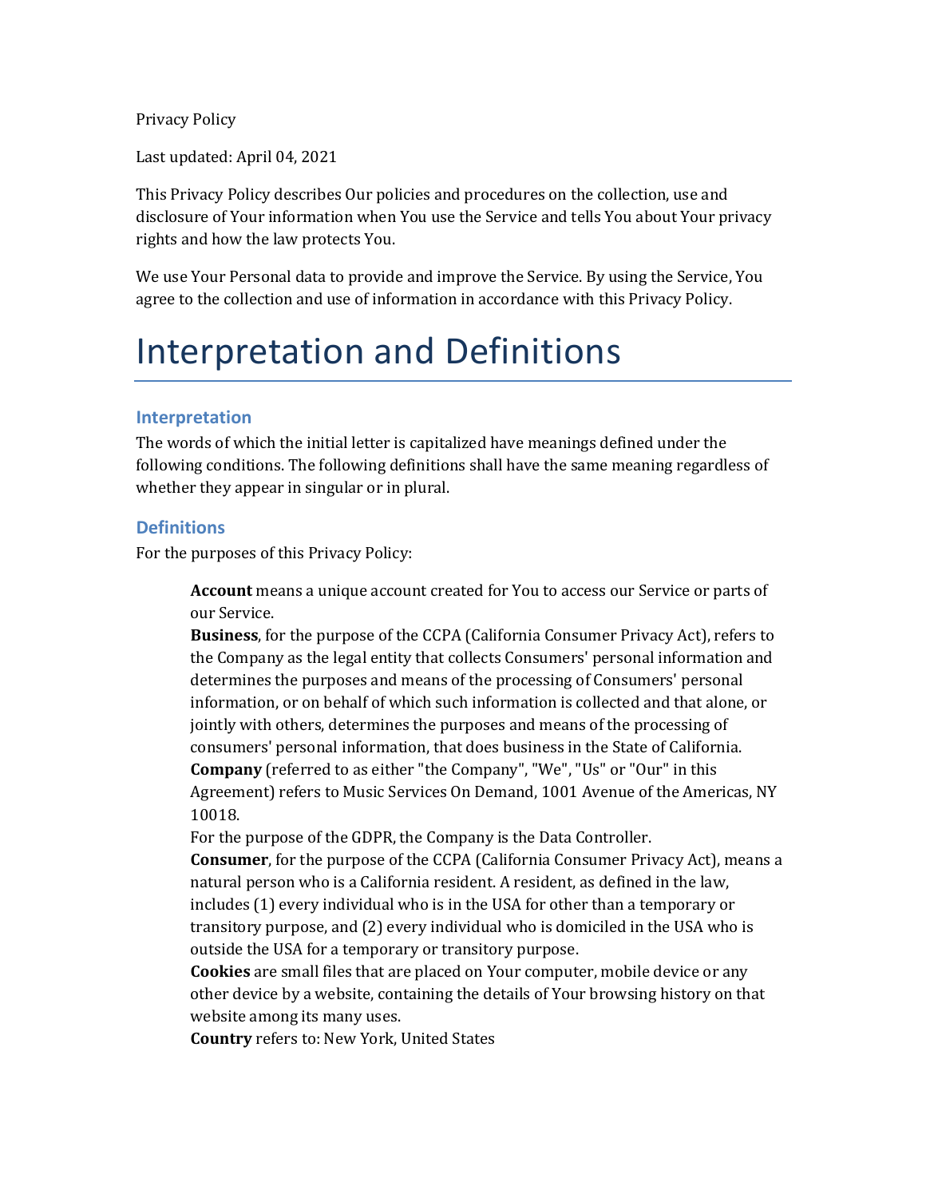Privacy Policy

Last updated: April 04, 2021

This Privacy Policy describes Our policies and procedures on the collection, use and disclosure of Your information when You use the Service and tells You about Your privacy rights and how the law protects You.

We use Your Personal data to provide and improve the Service. By using the Service, You agree to the collection and use of information in accordance with this Privacy Policy.

# Interpretation and Definitions

## Interpretation

The words of which the initial letter is capitalized have meanings defined under the following conditions. The following definitions shall have the same meaning regardless of whether they appear in singular or in plural.

## Definitions

For the purposes of this Privacy Policy:

**Account** means a unique account created for You to access our Service or parts of our Service.

**Business**, for the purpose of the CCPA (California Consumer Privacy Act), refers to the Company as the legal entity that collects Consumers' personal information and determines the purposes and means of the processing of Consumers' personal information, or on behalf of which such information is collected and that alone, or jointly with others, determines the purposes and means of the processing of consumers' personal information, that does business in the State of California.

**Company** (referred to as either "the Company", "We", "Us" or "Our" in this Agreement) refers to Music Services On Demand, 1001 Avenue of the Americas, NY 10018.

For the purpose of the GDPR, the Company is the Data Controller.

**Consumer**, for the purpose of the CCPA (California Consumer Privacy Act), means a natural person who is a California resident. A resident, as defined in the law, includes (1) every individual who is in the USA for other than a temporary or transitory purpose, and (2) every individual who is domiciled in the USA who is outside the USA for a temporary or transitory purpose.

**Cookies** are small files that are placed on Your computer, mobile device or any other device by a website, containing the details of Your browsing history on that website among its many uses.

**Country** refers to: New York, United States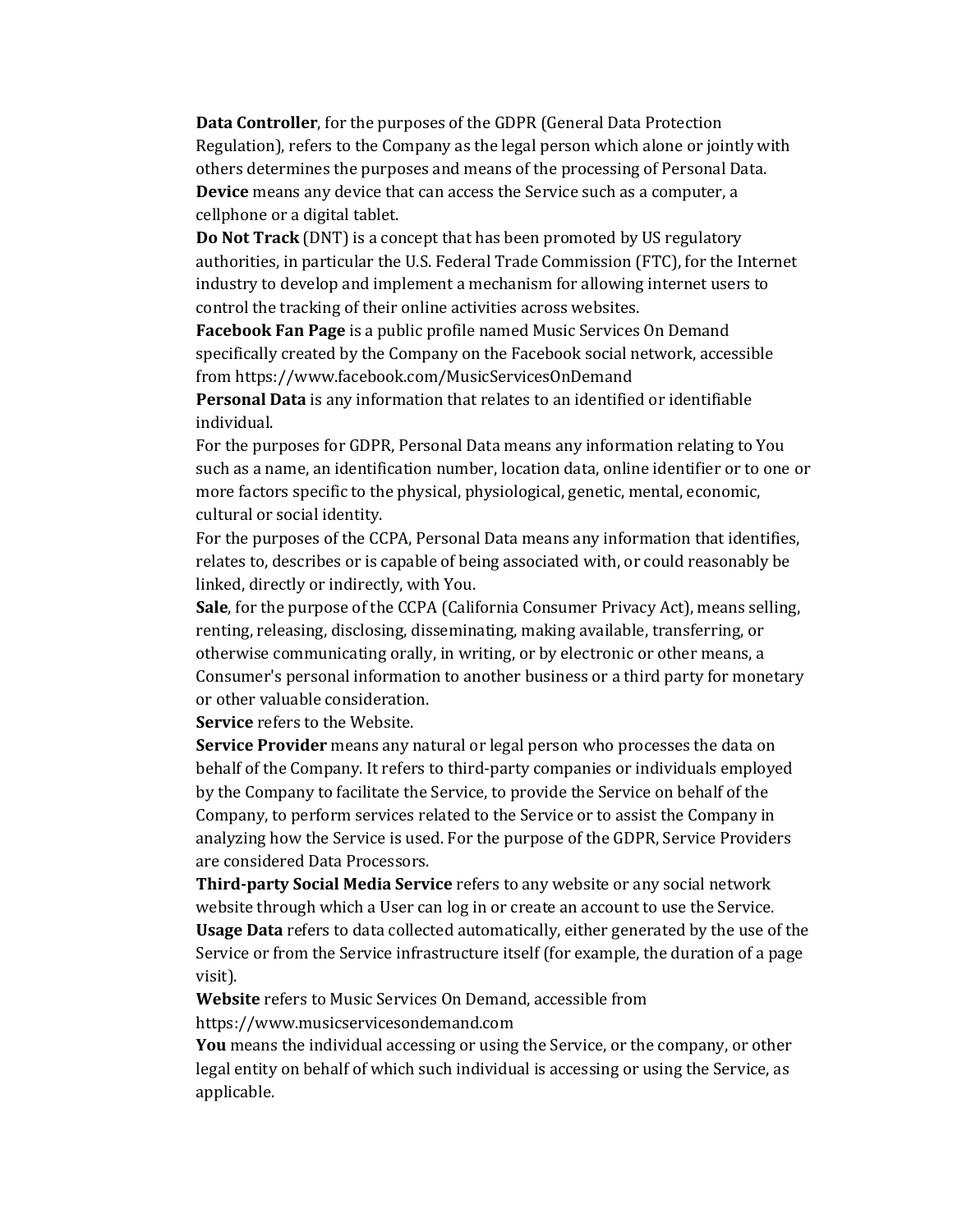**Data Controller**, for the purposes of the GDPR (General Data Protection Regulation), refers to the Company as the legal person which alone or jointly with others determines the purposes and means of the processing of Personal Data.

**Device** means any device that can access the Service such as a computer, a cellphone or a digital tablet.

**Do Not Track** (DNT) is a concept that has been promoted by US regulatory authorities, in particular the U.S. Federal Trade Commission (FTC), for the Internet industry to develop and implement a mechanism for allowing internet users to control the tracking of their online activities across websites.

**Facebook Fan Page** is a public profile named Music Services On Demand specifically created by the Company on the Facebook social network, accessible from https://www.facebook.com/MusicServicesOnDemand

**Personal Data** is any information that relates to an identified or identifiable individual.

For the purposes for GDPR, Personal Data means any information relating to You such as a name, an identification number, location data, online identifier or to one or more factors specific to the physical, physiological, genetic, mental, economic, cultural or social identity.

For the purposes of the CCPA, Personal Data means any information that identifies, relates to, describes or is capable of being associated with, or could reasonably be linked, directly or indirectly, with You.

**Sale**, for the purpose of the CCPA (California Consumer Privacy Act), means selling, renting, releasing, disclosing, disseminating, making available, transferring, or otherwise communicating orally, in writing, or by electronic or other means, a Consumer's personal information to another business or a third party for monetary or other valuable consideration.

**Service** refers to the Website.

**Service Provider** means any natural or legal person who processes the data on behalf of the Company. It refers to third-party companies or individuals employed by the Company to facilitate the Service, to provide the Service on behalf of the Company, to perform services related to the Service or to assist the Company in analyzing how the Service is used. For the purpose of the GDPR, Service Providers are considered Data Processors.

**Third-party Social Media Service** refers to any website or any social network website through which a User can log in or create an account to use the Service.

**Usage Data** refers to data collected automatically, either generated by the use of the Service or from the Service infrastructure itself (for example, the duration of a page visit).

**Website** refers to Music Services On Demand, accessible from https://www.musicservicesondemand.com

**You** means the individual accessing or using the Service, or the company, or other legal entity on behalf of which such individual is accessing or using the Service, as applicable.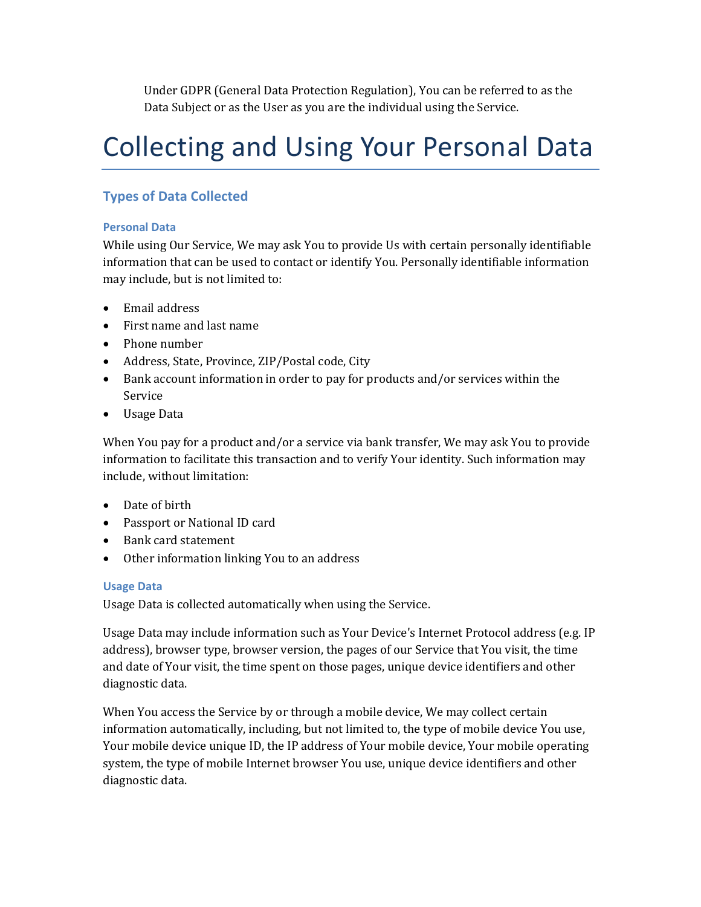Under GDPR (General Data Protection Regulation), You can be referred to as the Data Subject or as the User as you are the individual using the Service.

# Collecting and Using Your Personal Data

## Types of Data Collected

### Personal Data

While using Our Service, We may ask You to provide Us with certain personally identifiable information that can be used to contact or identify You. Personally identifiable information may include, but is not limited to:

- Email address
- First name and last name
- Phone number
- Address, State, Province, ZIP/Postal code, City
- Bank account information in order to pay for products and/or services within the Service
- Usage Data

When You pay for a product and/or a service via bank transfer, We may ask You to provide information to facilitate this transaction and to verify Your identity. Such information may include, without limitation:

- Date of birth
- Passport or National ID card
- Bank card statement
- Other information linking You to an address

### Usage Data

Usage Data is collected automatically when using the Service.

Usage Data may include information such as Your Device's Internet Protocol address (e.g. IP address), browser type, browser version, the pages of our Service that You visit, the time and date of Your visit, the time spent on those pages, unique device identifiers and other diagnostic data.

When You access the Service by or through a mobile device, We may collect certain information automatically, including, but not limited to, the type of mobile device You use, Your mobile device unique ID, the IP address of Your mobile device, Your mobile operating system, the type of mobile Internet browser You use, unique device identifiers and other diagnostic data.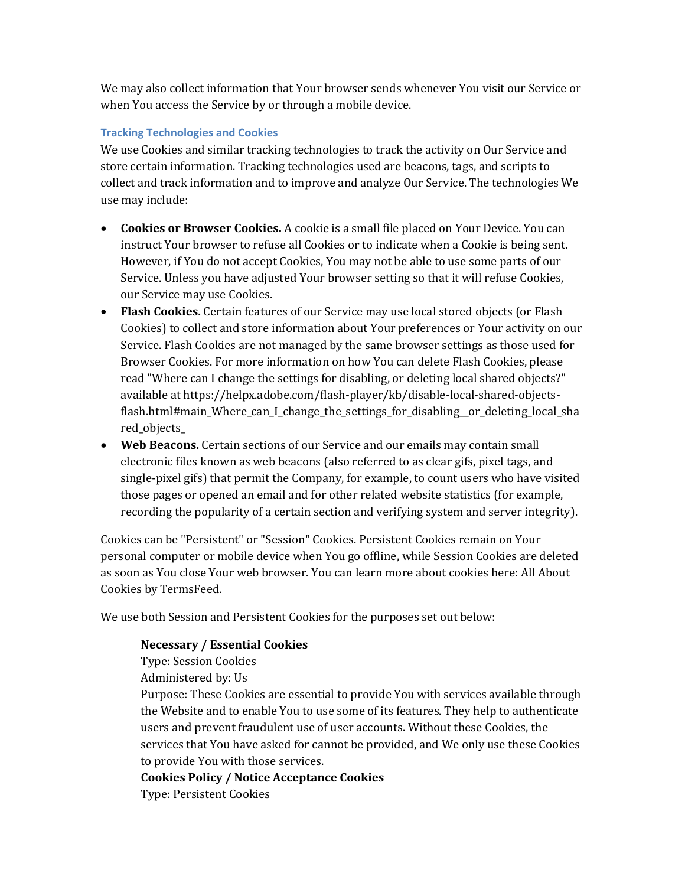We may also collect information that Your browser sends whenever You visit our Service or when You access the Service by or through a mobile device.

### Tracking Technologies and Cookies

We use Cookies and similar tracking technologies to track the activity on Our Service and store certain information. Tracking technologies used are beacons, tags, and scripts to collect and track information and to improve and analyze Our Service. The technologies We use may include:

- **Cookies or Browser Cookies.** A cookie is a small file placed on Your Device. You can instruct Your browser to refuse all Cookies or to indicate when a Cookie is being sent. However, if You do not accept Cookies, You may not be able to use some parts of our Service. Unless you have adjusted Your browser setting so that it will refuse Cookies, our Service may use Cookies.
- **Flash Cookies.** Certain features of our Service may use local stored objects (or Flash Cookies) to collect and store information about Your preferences or Your activity on our Service. Flash Cookies are not managed by the same browser settings as those used for Browser Cookies. For more information on how You can delete Flash Cookies, please read "Where can I change the settings for disabling, or deleting local shared objects?" available at https://helpx.adobe.com/flash-player/kb/disable-local-shared-objects-flash.html#main_Where_can_I_change_the_settings_for_disabling__or_deleting_local_shared_objects_
- **Web Beacons.** Certain sections of our Service and our emails may contain small electronic files known as web beacons (also referred to as clear gifs, pixel tags, and single-pixel gifs) that permit the Company, for example, to count users who have visited those pages or opened an email and for other related website statistics (for example, recording the popularity of a certain section and verifying system and server integrity).

Cookies can be "Persistent" or "Session" Cookies. Persistent Cookies remain on Your personal computer or mobile device when You go offline, while Session Cookies are deleted as soon as You close Your web browser. You can learn more about cookies here: All About Cookies by TermsFeed.

We use both Session and Persistent Cookies for the purposes set out below:

> **Necessary / Essential Cookies**
> Type: Session Cookies
> Administered by: Us
> Purpose: These Cookies are essential to provide You with services available through the Website and to enable You to use some of its features. They help to authenticate users and prevent fraudulent use of user accounts. Without these Cookies, the services that You have asked for cannot be provided, and We only use these Cookies to provide You with those services.
>
> **Cookies Policy / Notice Acceptance Cookies**
> Type: Persistent Cookies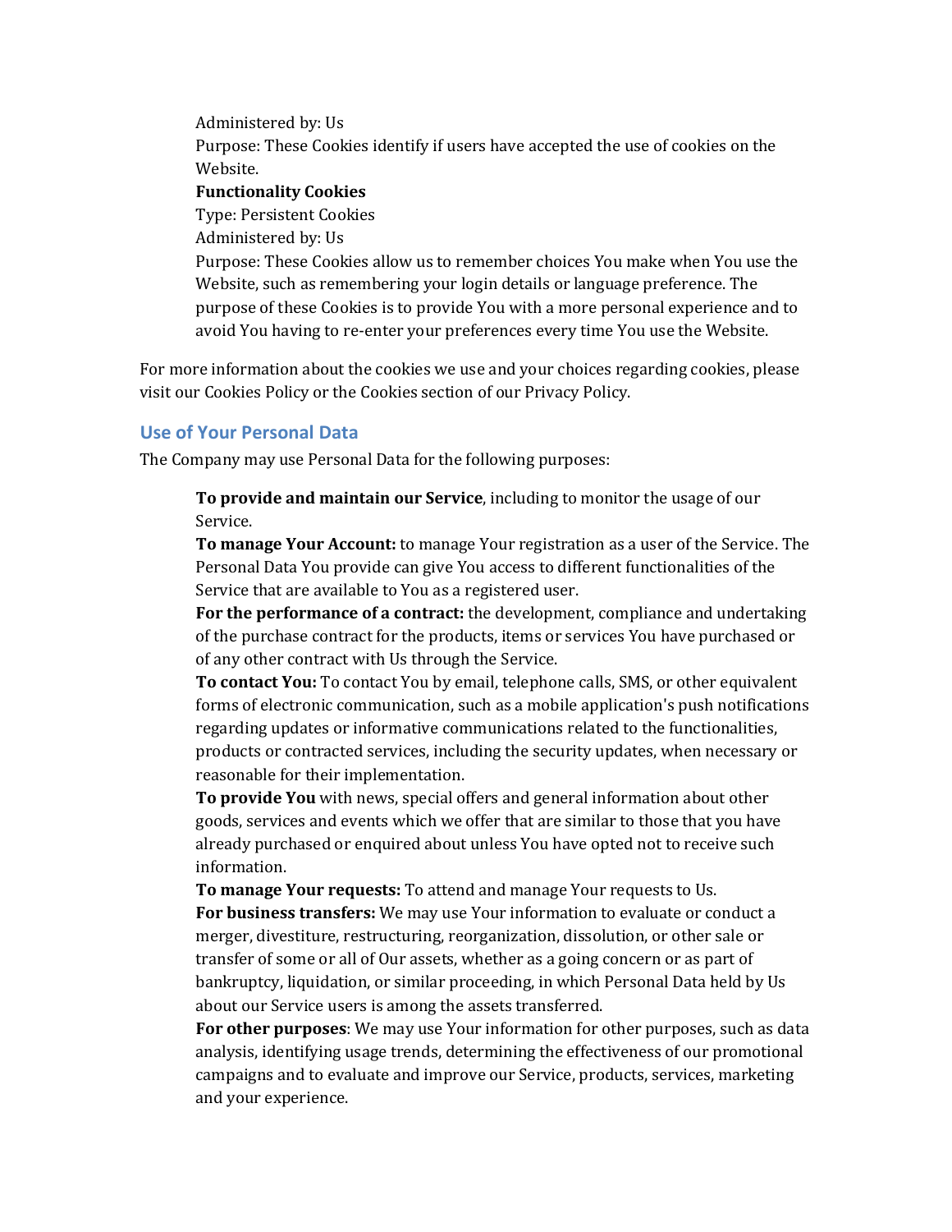Administered by: Us
Purpose: These Cookies identify if users have accepted the use of cookies on the Website.

**Functionality Cookies**
Type: Persistent Cookies
Administered by: Us
Purpose: These Cookies allow us to remember choices You make when You use the Website, such as remembering your login details or language preference. The purpose of these Cookies is to provide You with a more personal experience and to avoid You having to re-enter your preferences every time You use the Website.

For more information about the cookies we use and your choices regarding cookies, please visit our Cookies Policy or the Cookies section of our Privacy Policy.

## Use of Your Personal Data

The Company may use Personal Data for the following purposes:

**To provide and maintain our Service**, including to monitor the usage of our Service.

**To manage Your Account:** to manage Your registration as a user of the Service. The Personal Data You provide can give You access to different functionalities of the Service that are available to You as a registered user.

**For the performance of a contract:** the development, compliance and undertaking of the purchase contract for the products, items or services You have purchased or of any other contract with Us through the Service.

**To contact You:** To contact You by email, telephone calls, SMS, or other equivalent forms of electronic communication, such as a mobile application's push notifications regarding updates or informative communications related to the functionalities, products or contracted services, including the security updates, when necessary or reasonable for their implementation.

**To provide You** with news, special offers and general information about other goods, services and events which we offer that are similar to those that you have already purchased or enquired about unless You have opted not to receive such information.

**To manage Your requests:** To attend and manage Your requests to Us.

**For business transfers:** We may use Your information to evaluate or conduct a merger, divestiture, restructuring, reorganization, dissolution, or other sale or transfer of some or all of Our assets, whether as a going concern or as part of bankruptcy, liquidation, or similar proceeding, in which Personal Data held by Us about our Service users is among the assets transferred.

**For other purposes**: We may use Your information for other purposes, such as data analysis, identifying usage trends, determining the effectiveness of our promotional campaigns and to evaluate and improve our Service, products, services, marketing and your experience.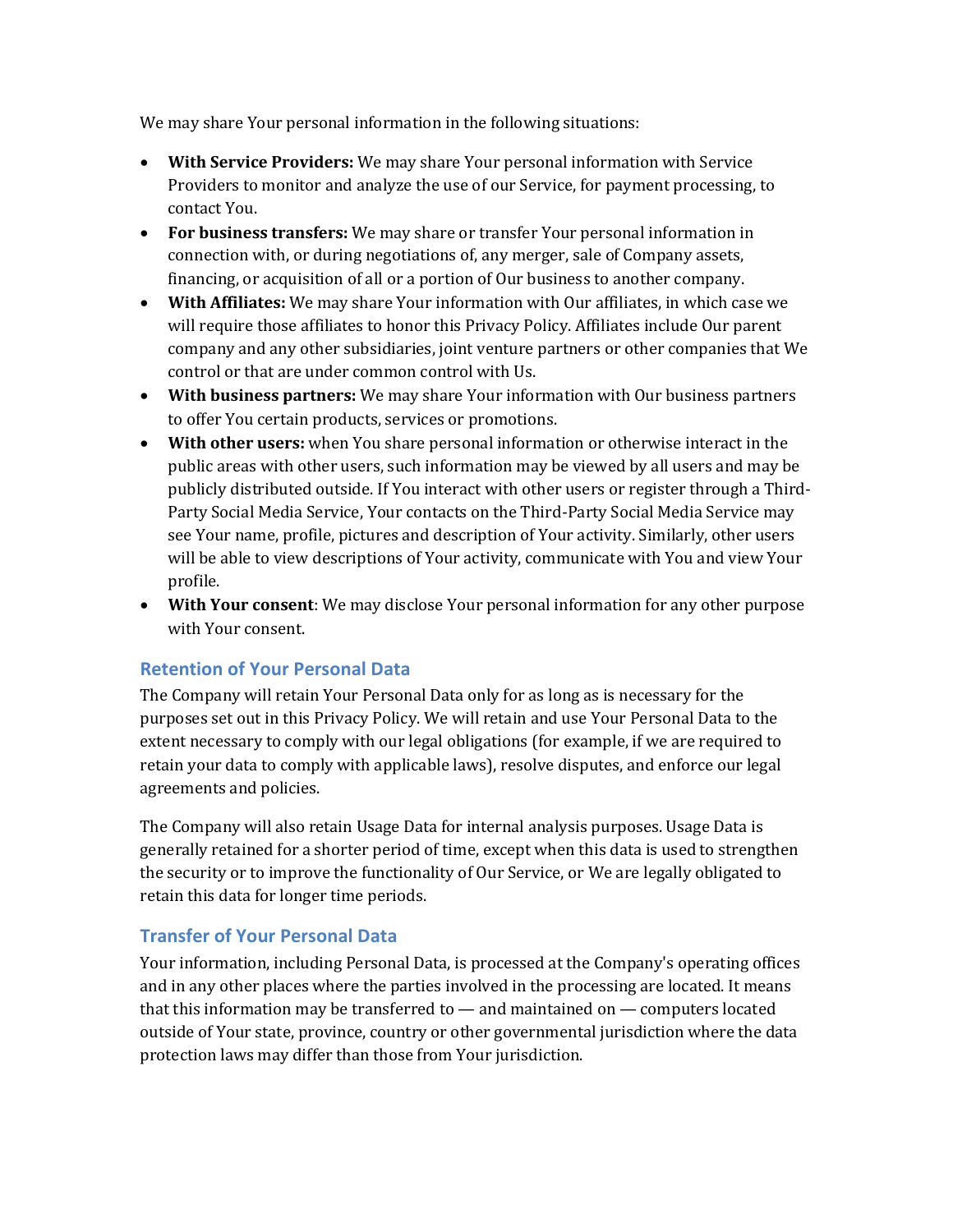We may share Your personal information in the following situations:

- **With Service Providers:** We may share Your personal information with Service Providers to monitor and analyze the use of our Service, for payment processing, to contact You.
- **For business transfers:** We may share or transfer Your personal information in connection with, or during negotiations of, any merger, sale of Company assets, financing, or acquisition of all or a portion of Our business to another company.
- **With Affiliates:** We may share Your information with Our affiliates, in which case we will require those affiliates to honor this Privacy Policy. Affiliates include Our parent company and any other subsidiaries, joint venture partners or other companies that We control or that are under common control with Us.
- **With business partners:** We may share Your information with Our business partners to offer You certain products, services or promotions.
- **With other users:** when You share personal information or otherwise interact in the public areas with other users, such information may be viewed by all users and may be publicly distributed outside. If You interact with other users or register through a Third-Party Social Media Service, Your contacts on the Third-Party Social Media Service may see Your name, profile, pictures and description of Your activity. Similarly, other users will be able to view descriptions of Your activity, communicate with You and view Your profile.
- **With Your consent**: We may disclose Your personal information for any other purpose with Your consent.

### Retention of Your Personal Data

The Company will retain Your Personal Data only for as long as is necessary for the purposes set out in this Privacy Policy. We will retain and use Your Personal Data to the extent necessary to comply with our legal obligations (for example, if we are required to retain your data to comply with applicable laws), resolve disputes, and enforce our legal agreements and policies.

The Company will also retain Usage Data for internal analysis purposes. Usage Data is generally retained for a shorter period of time, except when this data is used to strengthen the security or to improve the functionality of Our Service, or We are legally obligated to retain this data for longer time periods.

### Transfer of Your Personal Data

Your information, including Personal Data, is processed at the Company's operating offices and in any other places where the parties involved in the processing are located. It means that this information may be transferred to — and maintained on — computers located outside of Your state, province, country or other governmental jurisdiction where the data protection laws may differ than those from Your jurisdiction.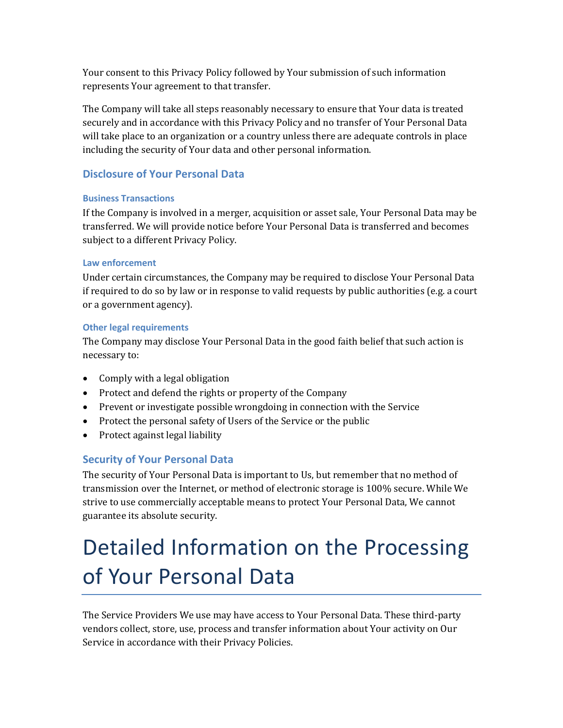Your consent to this Privacy Policy followed by Your submission of such information represents Your agreement to that transfer.

The Company will take all steps reasonably necessary to ensure that Your data is treated securely and in accordance with this Privacy Policy and no transfer of Your Personal Data will take place to an organization or a country unless there are adequate controls in place including the security of Your data and other personal information.

## Disclosure of Your Personal Data

### Business Transactions

If the Company is involved in a merger, acquisition or asset sale, Your Personal Data may be transferred. We will provide notice before Your Personal Data is transferred and becomes subject to a different Privacy Policy.

### Law enforcement

Under certain circumstances, the Company may be required to disclose Your Personal Data if required to do so by law or in response to valid requests by public authorities (e.g. a court or a government agency).

### Other legal requirements

The Company may disclose Your Personal Data in the good faith belief that such action is necessary to:

- Comply with a legal obligation
- Protect and defend the rights or property of the Company
- Prevent or investigate possible wrongdoing in connection with the Service
- Protect the personal safety of Users of the Service or the public
- Protect against legal liability

## Security of Your Personal Data

The security of Your Personal Data is important to Us, but remember that no method of transmission over the Internet, or method of electronic storage is 100% secure. While We strive to use commercially acceptable means to protect Your Personal Data, We cannot guarantee its absolute security.

# Detailed Information on the Processing of Your Personal Data

The Service Providers We use may have access to Your Personal Data. These third-party vendors collect, store, use, process and transfer information about Your activity on Our Service in accordance with their Privacy Policies.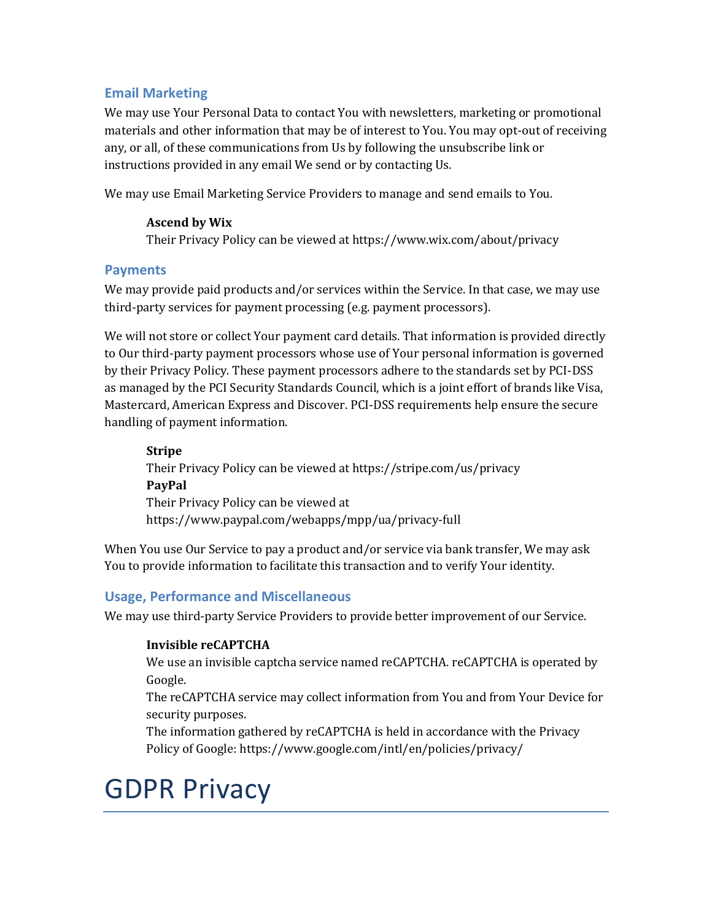### Email Marketing

We may use Your Personal Data to contact You with newsletters, marketing or promotional materials and other information that may be of interest to You. You may opt-out of receiving any, or all, of these communications from Us by following the unsubscribe link or instructions provided in any email We send or by contacting Us.

We may use Email Marketing Service Providers to manage and send emails to You.

**Ascend by Wix**
Their Privacy Policy can be viewed at https://www.wix.com/about/privacy

### Payments

We may provide paid products and/or services within the Service. In that case, we may use third-party services for payment processing (e.g. payment processors).

We will not store or collect Your payment card details. That information is provided directly to Our third-party payment processors whose use of Your personal information is governed by their Privacy Policy. These payment processors adhere to the standards set by PCI-DSS as managed by the PCI Security Standards Council, which is a joint effort of brands like Visa, Mastercard, American Express and Discover. PCI-DSS requirements help ensure the secure handling of payment information.

**Stripe**
Their Privacy Policy can be viewed at https://stripe.com/us/privacy
**PayPal**
Their Privacy Policy can be viewed at https://www.paypal.com/webapps/mpp/ua/privacy-full

When You use Our Service to pay a product and/or service via bank transfer, We may ask You to provide information to facilitate this transaction and to verify Your identity.

### Usage, Performance and Miscellaneous

We may use third-party Service Providers to provide better improvement of our Service.

**Invisible reCAPTCHA**
We use an invisible captcha service named reCAPTCHA. reCAPTCHA is operated by Google.
The reCAPTCHA service may collect information from You and from Your Device for security purposes.
The information gathered by reCAPTCHA is held in accordance with the Privacy Policy of Google: https://www.google.com/intl/en/policies/privacy/

# GDPR Privacy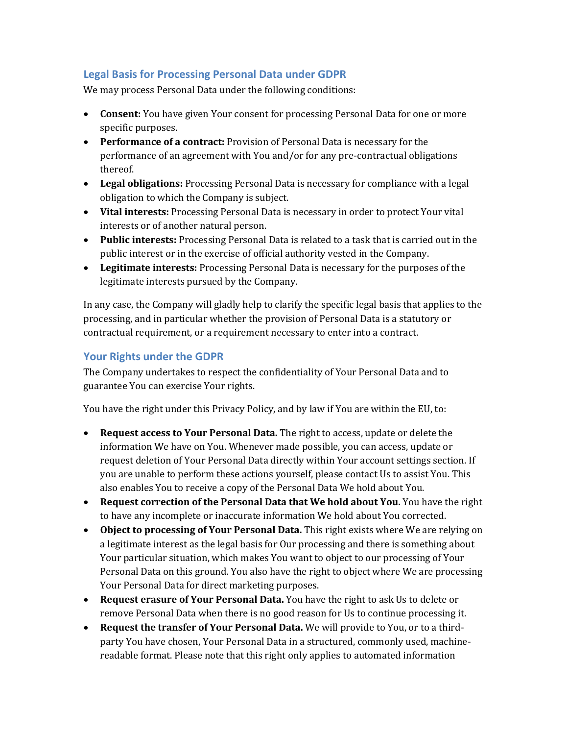## Legal Basis for Processing Personal Data under GDPR

We may process Personal Data under the following conditions:

- **Consent:** You have given Your consent for processing Personal Data for one or more specific purposes.
- **Performance of a contract:** Provision of Personal Data is necessary for the performance of an agreement with You and/or for any pre-contractual obligations thereof.
- **Legal obligations:** Processing Personal Data is necessary for compliance with a legal obligation to which the Company is subject.
- **Vital interests:** Processing Personal Data is necessary in order to protect Your vital interests or of another natural person.
- **Public interests:** Processing Personal Data is related to a task that is carried out in the public interest or in the exercise of official authority vested in the Company.
- **Legitimate interests:** Processing Personal Data is necessary for the purposes of the legitimate interests pursued by the Company.

In any case, the Company will gladly help to clarify the specific legal basis that applies to the processing, and in particular whether the provision of Personal Data is a statutory or contractual requirement, or a requirement necessary to enter into a contract.

## Your Rights under the GDPR

The Company undertakes to respect the confidentiality of Your Personal Data and to guarantee You can exercise Your rights.

You have the right under this Privacy Policy, and by law if You are within the EU, to:

- **Request access to Your Personal Data.** The right to access, update or delete the information We have on You. Whenever made possible, you can access, update or request deletion of Your Personal Data directly within Your account settings section. If you are unable to perform these actions yourself, please contact Us to assist You. This also enables You to receive a copy of the Personal Data We hold about You.
- **Request correction of the Personal Data that We hold about You.** You have the right to have any incomplete or inaccurate information We hold about You corrected.
- **Object to processing of Your Personal Data.** This right exists where We are relying on a legitimate interest as the legal basis for Our processing and there is something about Your particular situation, which makes You want to object to our processing of Your Personal Data on this ground. You also have the right to object where We are processing Your Personal Data for direct marketing purposes.
- **Request erasure of Your Personal Data.** You have the right to ask Us to delete or remove Personal Data when there is no good reason for Us to continue processing it.
- **Request the transfer of Your Personal Data.** We will provide to You, or to a third-party You have chosen, Your Personal Data in a structured, commonly used, machine-readable format. Please note that this right only applies to automated information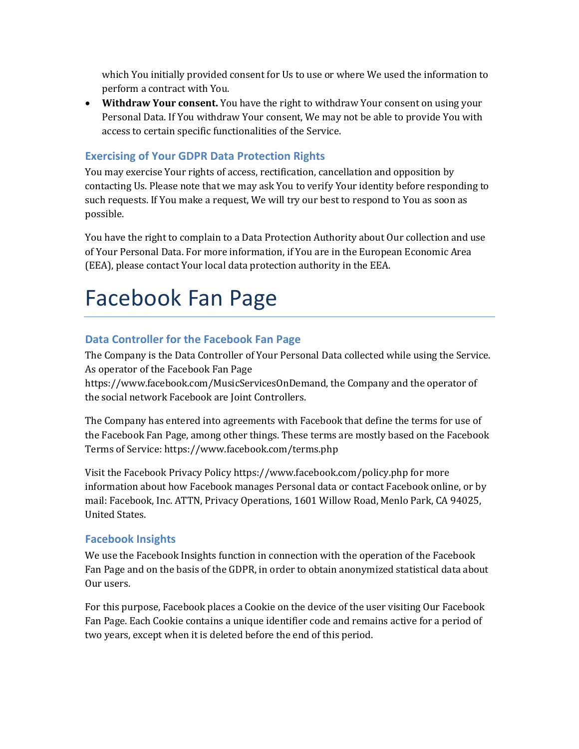which You initially provided consent for Us to use or where We used the information to perform a contract with You.

- **Withdraw Your consent.** You have the right to withdraw Your consent on using your Personal Data. If You withdraw Your consent, We may not be able to provide You with access to certain specific functionalities of the Service.

### Exercising of Your GDPR Data Protection Rights

You may exercise Your rights of access, rectification, cancellation and opposition by contacting Us. Please note that we may ask You to verify Your identity before responding to such requests. If You make a request, We will try our best to respond to You as soon as possible.

You have the right to complain to a Data Protection Authority about Our collection and use of Your Personal Data. For more information, if You are in the European Economic Area (EEA), please contact Your local data protection authority in the EEA.

# Facebook Fan Page

### Data Controller for the Facebook Fan Page

The Company is the Data Controller of Your Personal Data collected while using the Service. As operator of the Facebook Fan Page https://www.facebook.com/MusicServicesOnDemand, the Company and the operator of the social network Facebook are Joint Controllers.

The Company has entered into agreements with Facebook that define the terms for use of the Facebook Fan Page, among other things. These terms are mostly based on the Facebook Terms of Service: https://www.facebook.com/terms.php

Visit the Facebook Privacy Policy https://www.facebook.com/policy.php for more information about how Facebook manages Personal data or contact Facebook online, or by mail: Facebook, Inc. ATTN, Privacy Operations, 1601 Willow Road, Menlo Park, CA 94025, United States.

### Facebook Insights

We use the Facebook Insights function in connection with the operation of the Facebook Fan Page and on the basis of the GDPR, in order to obtain anonymized statistical data about Our users.

For this purpose, Facebook places a Cookie on the device of the user visiting Our Facebook Fan Page. Each Cookie contains a unique identifier code and remains active for a period of two years, except when it is deleted before the end of this period.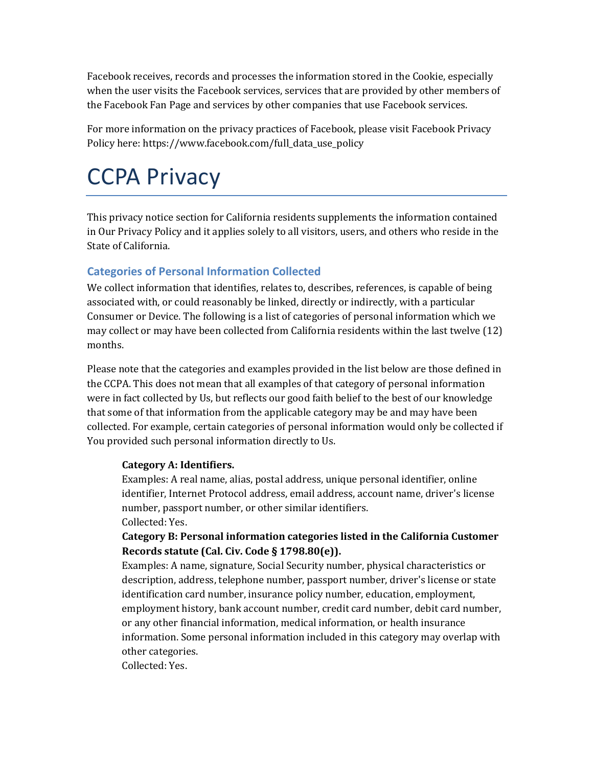Facebook receives, records and processes the information stored in the Cookie, especially when the user visits the Facebook services, services that are provided by other members of the Facebook Fan Page and services by other companies that use Facebook services.

For more information on the privacy practices of Facebook, please visit Facebook Privacy Policy here: https://www.facebook.com/full_data_use_policy

# CCPA Privacy

This privacy notice section for California residents supplements the information contained in Our Privacy Policy and it applies solely to all visitors, users, and others who reside in the State of California.

### Categories of Personal Information Collected

We collect information that identifies, relates to, describes, references, is capable of being associated with, or could reasonably be linked, directly or indirectly, with a particular Consumer or Device. The following is a list of categories of personal information which we may collect or may have been collected from California residents within the last twelve (12) months.

Please note that the categories and examples provided in the list below are those defined in the CCPA. This does not mean that all examples of that category of personal information were in fact collected by Us, but reflects our good faith belief to the best of our knowledge that some of that information from the applicable category may be and may have been collected. For example, certain categories of personal information would only be collected if You provided such personal information directly to Us.

**Category A: Identifiers.**
Examples: A real name, alias, postal address, unique personal identifier, online identifier, Internet Protocol address, email address, account name, driver's license number, passport number, or other similar identifiers.
Collected: Yes.

**Category B: Personal information categories listed in the California Customer Records statute (Cal. Civ. Code § 1798.80(e)).**
Examples: A name, signature, Social Security number, physical characteristics or description, address, telephone number, passport number, driver's license or state identification card number, insurance policy number, education, employment, employment history, bank account number, credit card number, debit card number, or any other financial information, medical information, or health insurance information. Some personal information included in this category may overlap with other categories.
Collected: Yes.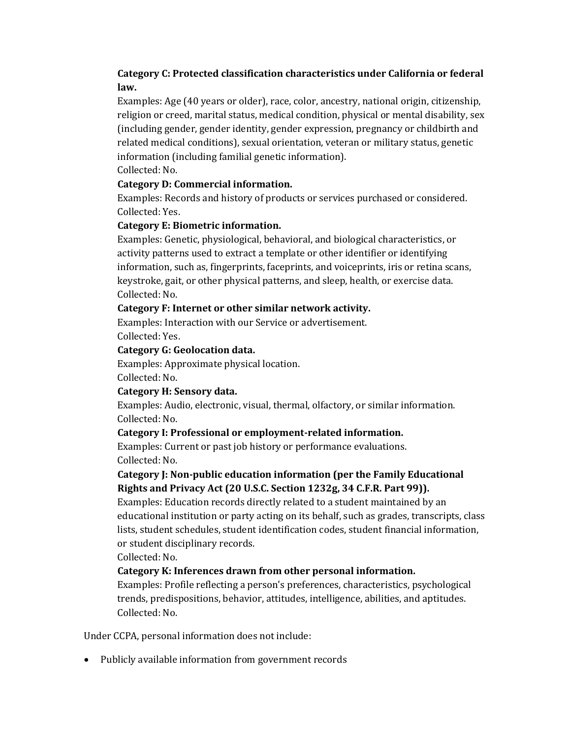**Category C: Protected classification characteristics under California or federal law.**

Examples: Age (40 years or older), race, color, ancestry, national origin, citizenship, religion or creed, marital status, medical condition, physical or mental disability, sex (including gender, gender identity, gender expression, pregnancy or childbirth and related medical conditions), sexual orientation, veteran or military status, genetic information (including familial genetic information).
Collected: No.

**Category D: Commercial information.**

Examples: Records and history of products or services purchased or considered.
Collected: Yes.

**Category E: Biometric information.**

Examples: Genetic, physiological, behavioral, and biological characteristics, or activity patterns used to extract a template or other identifier or identifying information, such as, fingerprints, faceprints, and voiceprints, iris or retina scans, keystroke, gait, or other physical patterns, and sleep, health, or exercise data.
Collected: No.

**Category F: Internet or other similar network activity.**

Examples: Interaction with our Service or advertisement.
Collected: Yes.

**Category G: Geolocation data.**

Examples: Approximate physical location.
Collected: No.

**Category H: Sensory data.**

Examples: Audio, electronic, visual, thermal, olfactory, or similar information.
Collected: No.

**Category I: Professional or employment-related information.**

Examples: Current or past job history or performance evaluations.
Collected: No.

**Category J: Non-public education information (per the Family Educational Rights and Privacy Act (20 U.S.C. Section 1232g, 34 C.F.R. Part 99)).**

Examples: Education records directly related to a student maintained by an educational institution or party acting on its behalf, such as grades, transcripts, class lists, student schedules, student identification codes, student financial information, or student disciplinary records.
Collected: No.

**Category K: Inferences drawn from other personal information.**

Examples: Profile reflecting a person's preferences, characteristics, psychological trends, predispositions, behavior, attitudes, intelligence, abilities, and aptitudes.
Collected: No.

Under CCPA, personal information does not include:

- Publicly available information from government records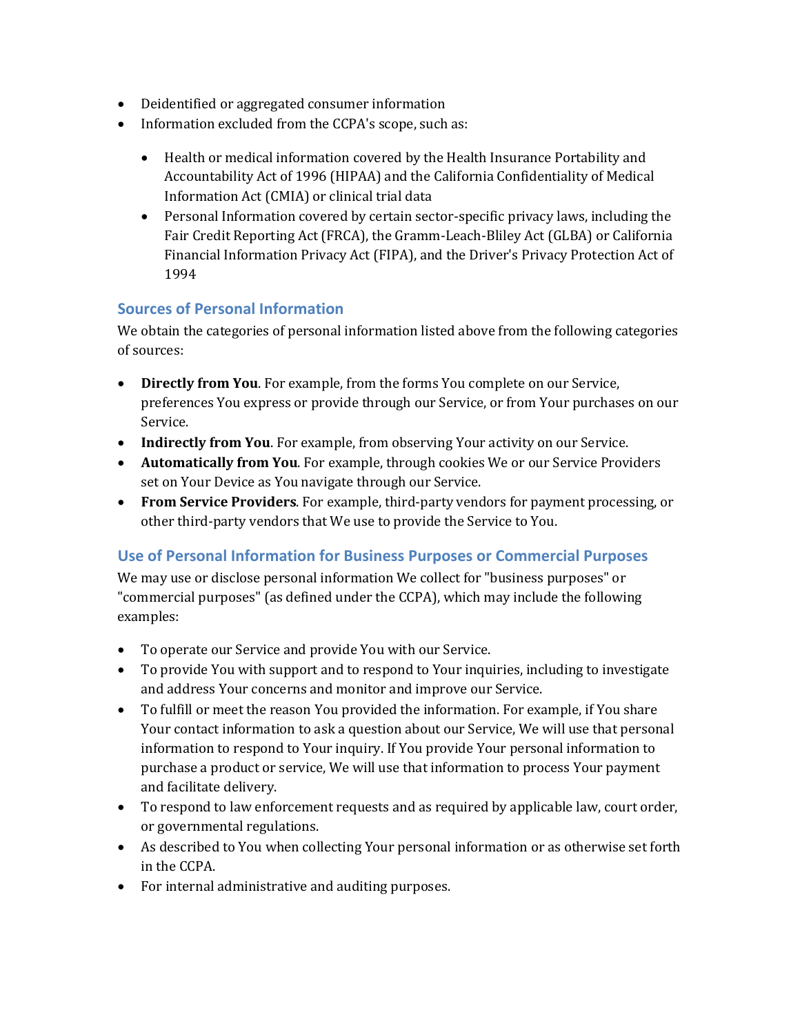- Deidentified or aggregated consumer information
- Information excluded from the CCPA's scope, such as:
    - Health or medical information covered by the Health Insurance Portability and Accountability Act of 1996 (HIPAA) and the California Confidentiality of Medical Information Act (CMIA) or clinical trial data
    - Personal Information covered by certain sector-specific privacy laws, including the Fair Credit Reporting Act (FRCA), the Gramm-Leach-Bliley Act (GLBA) or California Financial Information Privacy Act (FIPA), and the Driver's Privacy Protection Act of 1994

### Sources of Personal Information

We obtain the categories of personal information listed above from the following categories of sources:

- **Directly from You**. For example, from the forms You complete on our Service, preferences You express or provide through our Service, or from Your purchases on our Service.
- **Indirectly from You**. For example, from observing Your activity on our Service.
- **Automatically from You**. For example, through cookies We or our Service Providers set on Your Device as You navigate through our Service.
- **From Service Providers**. For example, third-party vendors for payment processing, or other third-party vendors that We use to provide the Service to You.

### Use of Personal Information for Business Purposes or Commercial Purposes

We may use or disclose personal information We collect for "business purposes" or "commercial purposes" (as defined under the CCPA), which may include the following examples:

- To operate our Service and provide You with our Service.
- To provide You with support and to respond to Your inquiries, including to investigate and address Your concerns and monitor and improve our Service.
- To fulfill or meet the reason You provided the information. For example, if You share Your contact information to ask a question about our Service, We will use that personal information to respond to Your inquiry. If You provide Your personal information to purchase a product or service, We will use that information to process Your payment and facilitate delivery.
- To respond to law enforcement requests and as required by applicable law, court order, or governmental regulations.
- As described to You when collecting Your personal information or as otherwise set forth in the CCPA.
- For internal administrative and auditing purposes.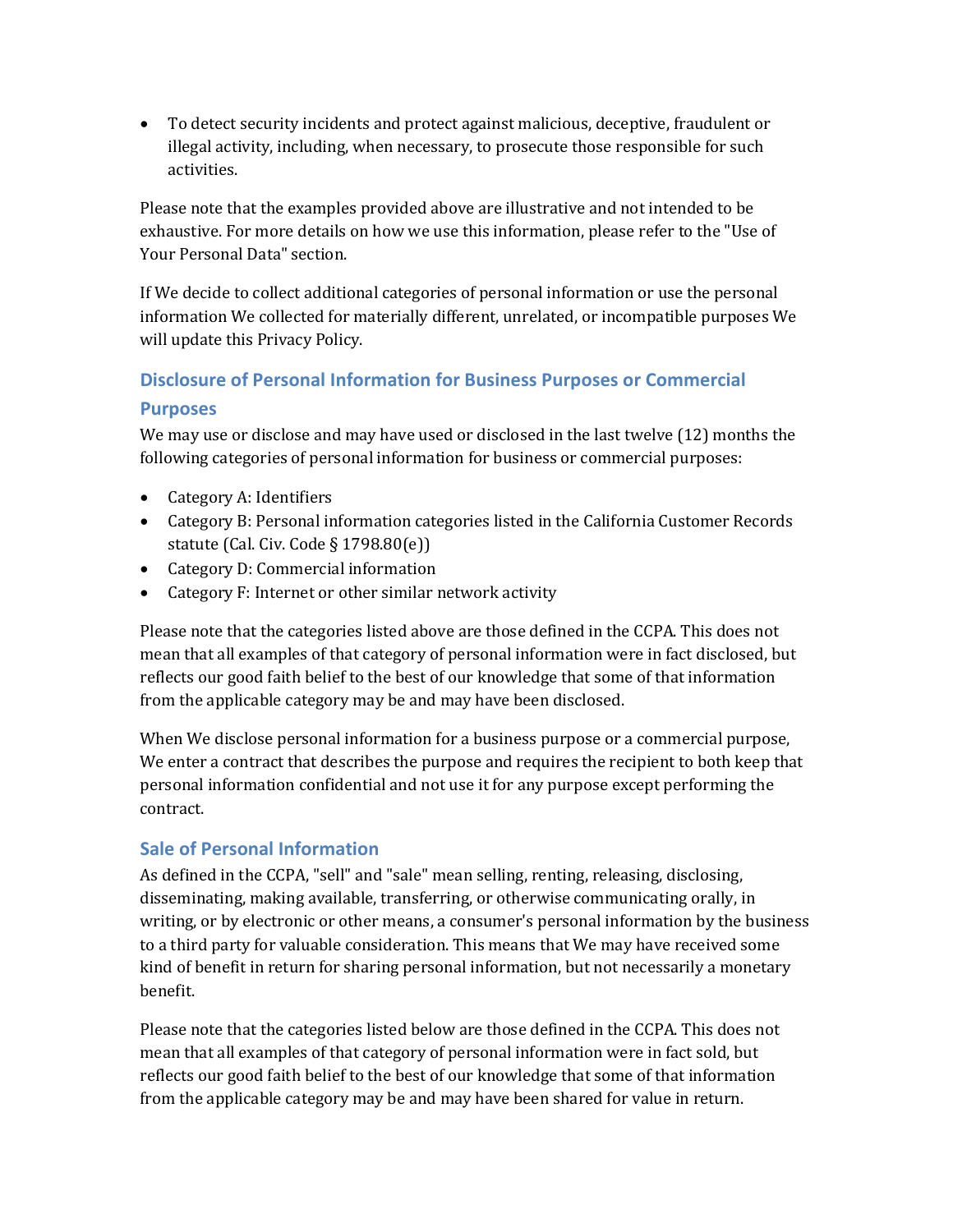- To detect security incidents and protect against malicious, deceptive, fraudulent or illegal activity, including, when necessary, to prosecute those responsible for such activities.

Please note that the examples provided above are illustrative and not intended to be exhaustive. For more details on how we use this information, please refer to the "Use of Your Personal Data" section.

If We decide to collect additional categories of personal information or use the personal information We collected for materially different, unrelated, or incompatible purposes We will update this Privacy Policy.

### Disclosure of Personal Information for Business Purposes or Commercial Purposes

We may use or disclose and may have used or disclosed in the last twelve (12) months the following categories of personal information for business or commercial purposes:

- Category A: Identifiers
- Category B: Personal information categories listed in the California Customer Records statute (Cal. Civ. Code § 1798.80(e))
- Category D: Commercial information
- Category F: Internet or other similar network activity

Please note that the categories listed above are those defined in the CCPA. This does not mean that all examples of that category of personal information were in fact disclosed, but reflects our good faith belief to the best of our knowledge that some of that information from the applicable category may be and may have been disclosed.

When We disclose personal information for a business purpose or a commercial purpose, We enter a contract that describes the purpose and requires the recipient to both keep that personal information confidential and not use it for any purpose except performing the contract.

### Sale of Personal Information

As defined in the CCPA, "sell" and "sale" mean selling, renting, releasing, disclosing, disseminating, making available, transferring, or otherwise communicating orally, in writing, or by electronic or other means, a consumer's personal information by the business to a third party for valuable consideration. This means that We may have received some kind of benefit in return for sharing personal information, but not necessarily a monetary benefit.

Please note that the categories listed below are those defined in the CCPA. This does not mean that all examples of that category of personal information were in fact sold, but reflects our good faith belief to the best of our knowledge that some of that information from the applicable category may be and may have been shared for value in return.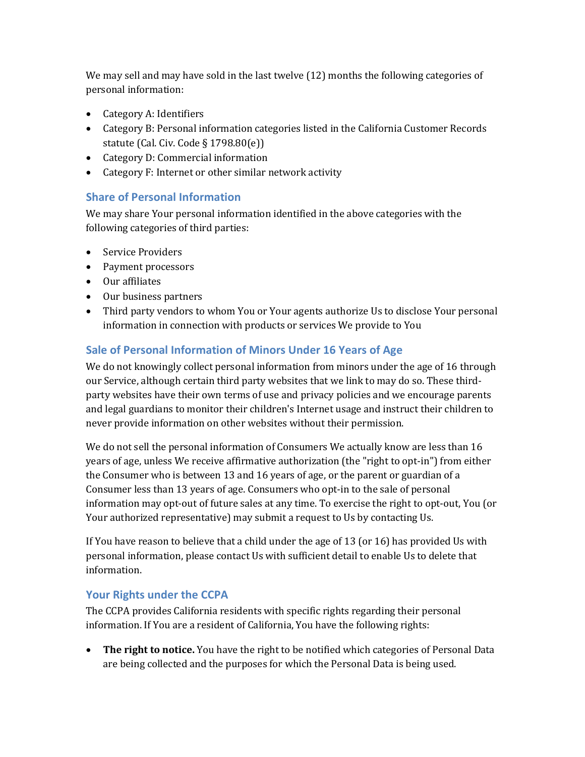We may sell and may have sold in the last twelve (12) months the following categories of personal information:

- Category A: Identifiers
- Category B: Personal information categories listed in the California Customer Records statute (Cal. Civ. Code § 1798.80(e))
- Category D: Commercial information
- Category F: Internet or other similar network activity

### Share of Personal Information

We may share Your personal information identified in the above categories with the following categories of third parties:

- Service Providers
- Payment processors
- Our affiliates
- Our business partners
- Third party vendors to whom You or Your agents authorize Us to disclose Your personal information in connection with products or services We provide to You

### Sale of Personal Information of Minors Under 16 Years of Age

We do not knowingly collect personal information from minors under the age of 16 through our Service, although certain third party websites that we link to may do so. These third-party websites have their own terms of use and privacy policies and we encourage parents and legal guardians to monitor their children's Internet usage and instruct their children to never provide information on other websites without their permission.

We do not sell the personal information of Consumers We actually know are less than 16 years of age, unless We receive affirmative authorization (the "right to opt-in") from either the Consumer who is between 13 and 16 years of age, or the parent or guardian of a Consumer less than 13 years of age. Consumers who opt-in to the sale of personal information may opt-out of future sales at any time. To exercise the right to opt-out, You (or Your authorized representative) may submit a request to Us by contacting Us.

If You have reason to believe that a child under the age of 13 (or 16) has provided Us with personal information, please contact Us with sufficient detail to enable Us to delete that information.

### Your Rights under the CCPA

The CCPA provides California residents with specific rights regarding their personal information. If You are a resident of California, You have the following rights:

- **The right to notice.** You have the right to be notified which categories of Personal Data are being collected and the purposes for which the Personal Data is being used.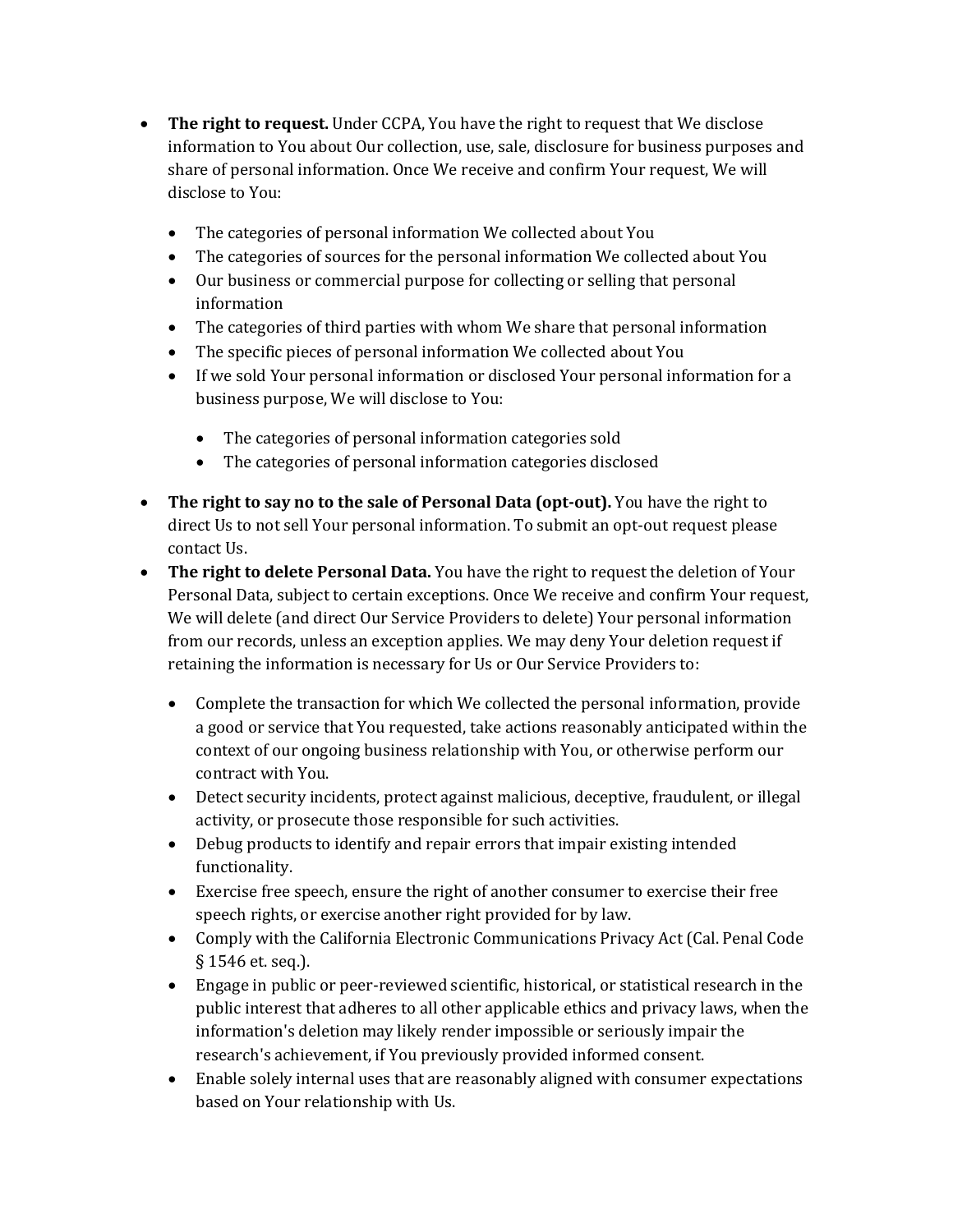- **The right to request.** Under CCPA, You have the right to request that We disclose information to You about Our collection, use, sale, disclosure for business purposes and share of personal information. Once We receive and confirm Your request, We will disclose to You:
  - The categories of personal information We collected about You
  - The categories of sources for the personal information We collected about You
  - Our business or commercial purpose for collecting or selling that personal information
  - The categories of third parties with whom We share that personal information
  - The specific pieces of personal information We collected about You
  - If we sold Your personal information or disclosed Your personal information for a business purpose, We will disclose to You:
    - The categories of personal information categories sold
    - The categories of personal information categories disclosed
- **The right to say no to the sale of Personal Data (opt-out).** You have the right to direct Us to not sell Your personal information. To submit an opt-out request please contact Us.
- **The right to delete Personal Data.** You have the right to request the deletion of Your Personal Data, subject to certain exceptions. Once We receive and confirm Your request, We will delete (and direct Our Service Providers to delete) Your personal information from our records, unless an exception applies. We may deny Your deletion request if retaining the information is necessary for Us or Our Service Providers to:
  - Complete the transaction for which We collected the personal information, provide a good or service that You requested, take actions reasonably anticipated within the context of our ongoing business relationship with You, or otherwise perform our contract with You.
  - Detect security incidents, protect against malicious, deceptive, fraudulent, or illegal activity, or prosecute those responsible for such activities.
  - Debug products to identify and repair errors that impair existing intended functionality.
  - Exercise free speech, ensure the right of another consumer to exercise their free speech rights, or exercise another right provided for by law.
  - Comply with the California Electronic Communications Privacy Act (Cal. Penal Code § 1546 et. seq.).
  - Engage in public or peer-reviewed scientific, historical, or statistical research in the public interest that adheres to all other applicable ethics and privacy laws, when the information's deletion may likely render impossible or seriously impair the research's achievement, if You previously provided informed consent.
  - Enable solely internal uses that are reasonably aligned with consumer expectations based on Your relationship with Us.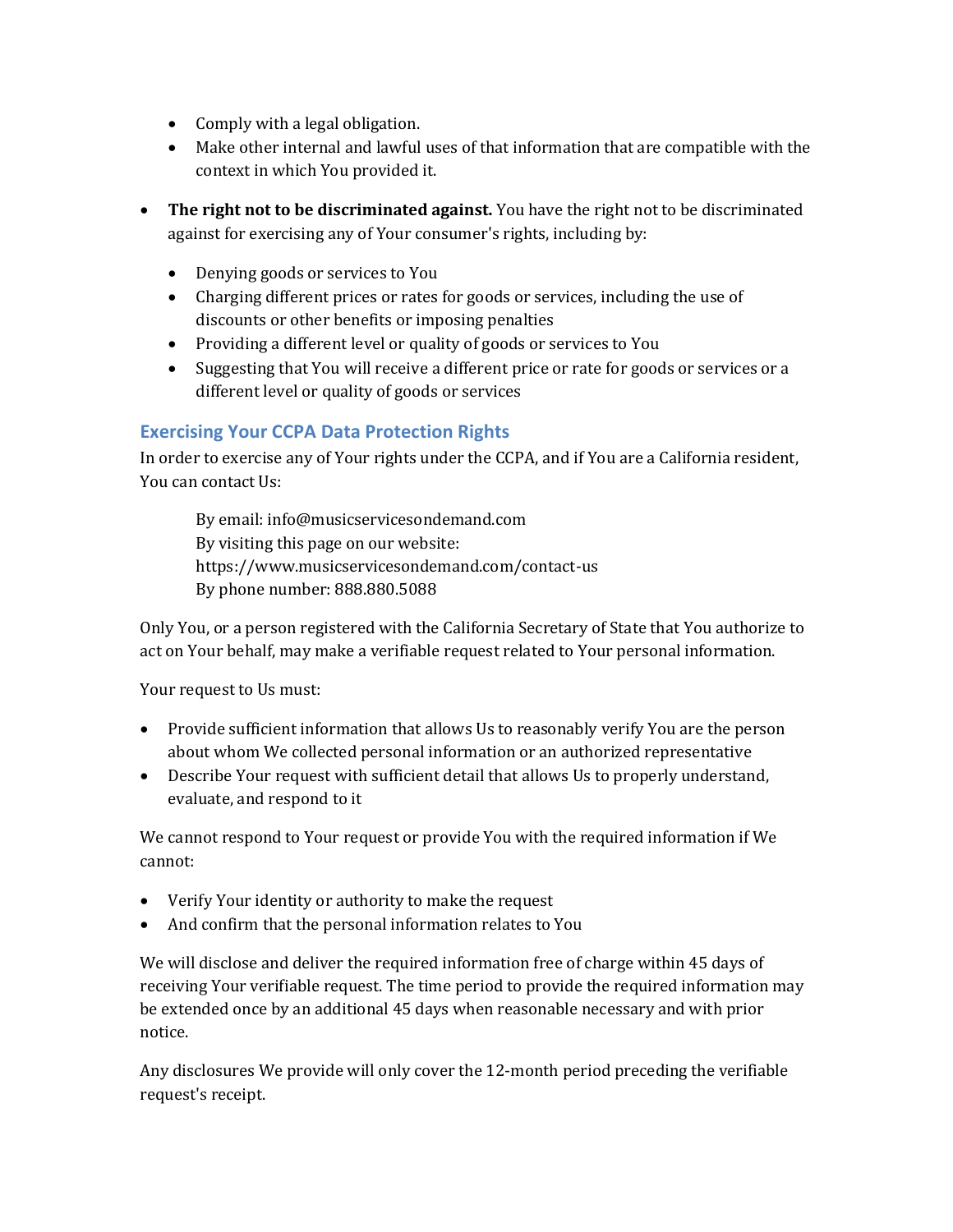- Comply with a legal obligation.
    - Make other internal and lawful uses of that information that are compatible with the context in which You provided it.

- **The right not to be discriminated against.** You have the right not to be discriminated against for exercising any of Your consumer's rights, including by:

    - Denying goods or services to You
    - Charging different prices or rates for goods or services, including the use of discounts or other benefits or imposing penalties
    - Providing a different level or quality of goods or services to You
    - Suggesting that You will receive a different price or rate for goods or services or a different level or quality of goods or services

### Exercising Your CCPA Data Protection Rights

In order to exercise any of Your rights under the CCPA, and if You are a California resident, You can contact Us:

> By email: info@musicservicesondemand.com
> By visiting this page on our website: https://www.musicservicesondemand.com/contact-us
> By phone number: 888.880.5088

Only You, or a person registered with the California Secretary of State that You authorize to act on Your behalf, may make a verifiable request related to Your personal information.

Your request to Us must:

- Provide sufficient information that allows Us to reasonably verify You are the person about whom We collected personal information or an authorized representative
- Describe Your request with sufficient detail that allows Us to properly understand, evaluate, and respond to it

We cannot respond to Your request or provide You with the required information if We cannot:

- Verify Your identity or authority to make the request
- And confirm that the personal information relates to You

We will disclose and deliver the required information free of charge within 45 days of receiving Your verifiable request. The time period to provide the required information may be extended once by an additional 45 days when reasonable necessary and with prior notice.

Any disclosures We provide will only cover the 12-month period preceding the verifiable request's receipt.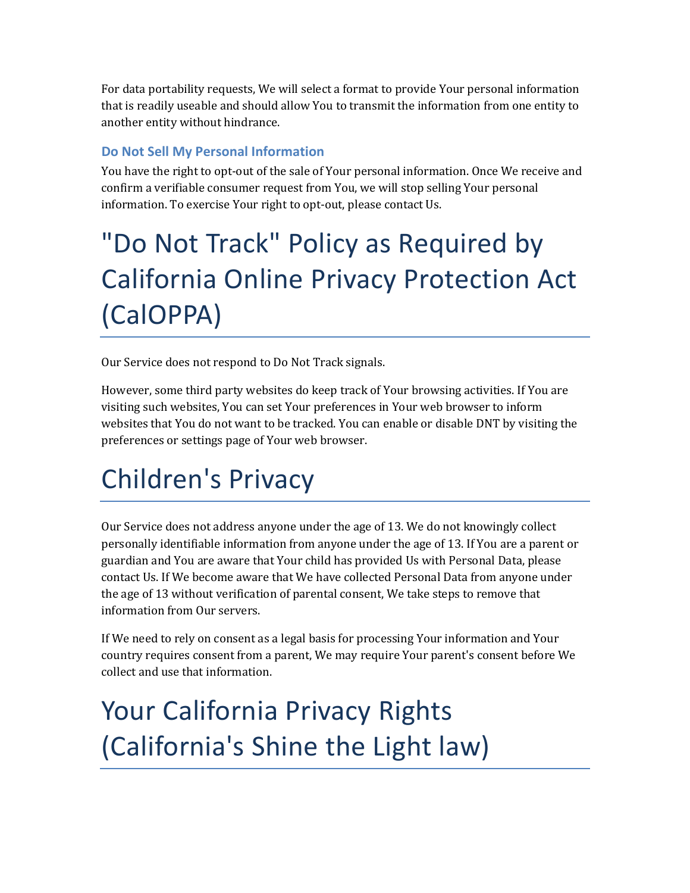For data portability requests, We will select a format to provide Your personal information that is readily useable and should allow You to transmit the information from one entity to another entity without hindrance.

### Do Not Sell My Personal Information

You have the right to opt-out of the sale of Your personal information. Once We receive and confirm a verifiable consumer request from You, we will stop selling Your personal information. To exercise Your right to opt-out, please contact Us.

# "Do Not Track" Policy as Required by California Online Privacy Protection Act (CalOPPA)

Our Service does not respond to Do Not Track signals.

However, some third party websites do keep track of Your browsing activities. If You are visiting such websites, You can set Your preferences in Your web browser to inform websites that You do not want to be tracked. You can enable or disable DNT by visiting the preferences or settings page of Your web browser.

# Children's Privacy

Our Service does not address anyone under the age of 13. We do not knowingly collect personally identifiable information from anyone under the age of 13. If You are a parent or guardian and You are aware that Your child has provided Us with Personal Data, please contact Us. If We become aware that We have collected Personal Data from anyone under the age of 13 without verification of parental consent, We take steps to remove that information from Our servers.

If We need to rely on consent as a legal basis for processing Your information and Your country requires consent from a parent, We may require Your parent's consent before We collect and use that information.

# Your California Privacy Rights (California's Shine the Light law)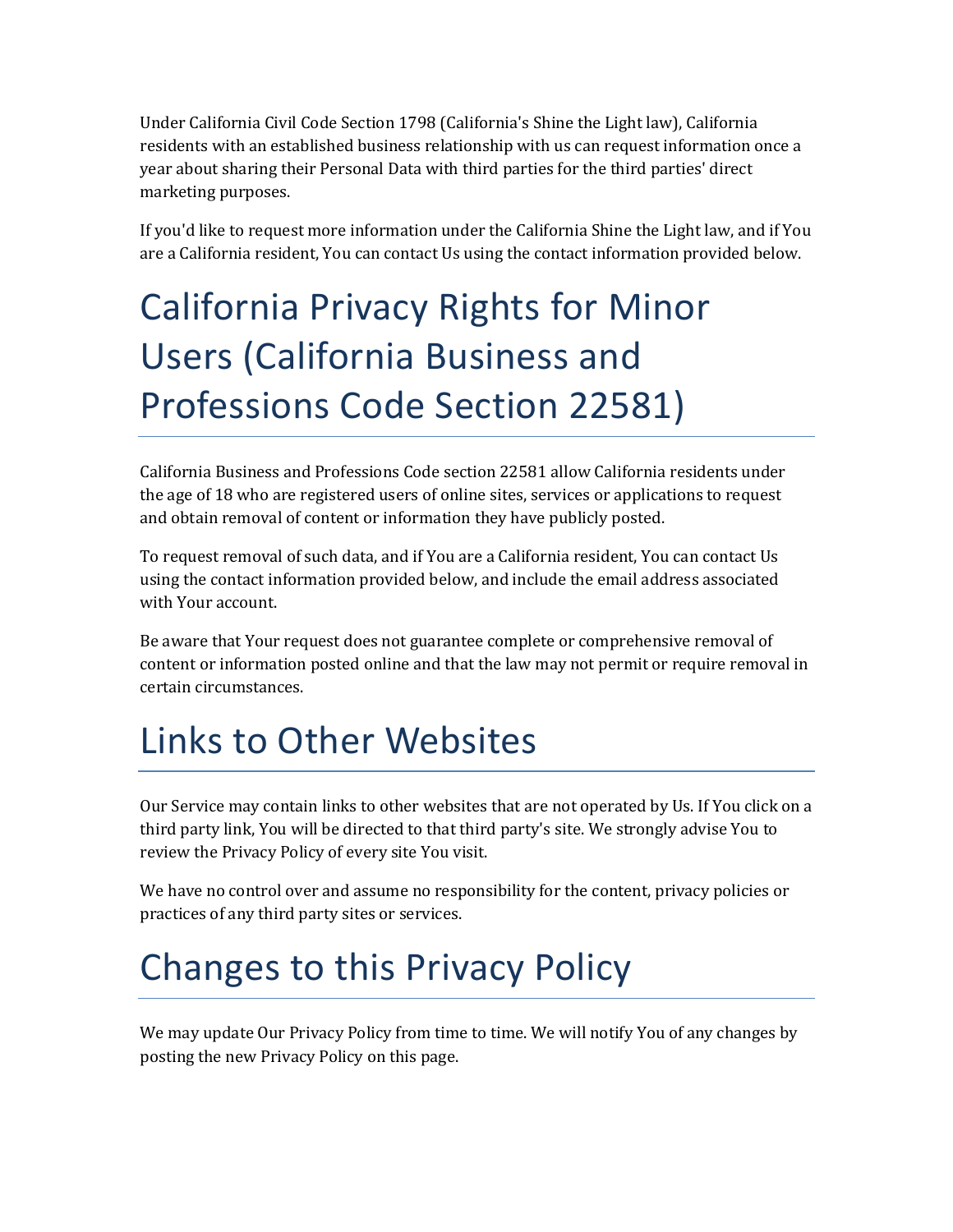Under California Civil Code Section 1798 (California's Shine the Light law), California residents with an established business relationship with us can request information once a year about sharing their Personal Data with third parties for the third parties' direct marketing purposes.

If you'd like to request more information under the California Shine the Light law, and if You are a California resident, You can contact Us using the contact information provided below.

# California Privacy Rights for Minor Users (California Business and Professions Code Section 22581)

California Business and Professions Code section 22581 allow California residents under the age of 18 who are registered users of online sites, services or applications to request and obtain removal of content or information they have publicly posted.

To request removal of such data, and if You are a California resident, You can contact Us using the contact information provided below, and include the email address associated with Your account.

Be aware that Your request does not guarantee complete or comprehensive removal of content or information posted online and that the law may not permit or require removal in certain circumstances.

# Links to Other Websites

Our Service may contain links to other websites that are not operated by Us. If You click on a third party link, You will be directed to that third party's site. We strongly advise You to review the Privacy Policy of every site You visit.

We have no control over and assume no responsibility for the content, privacy policies or practices of any third party sites or services.

# Changes to this Privacy Policy

We may update Our Privacy Policy from time to time. We will notify You of any changes by posting the new Privacy Policy on this page.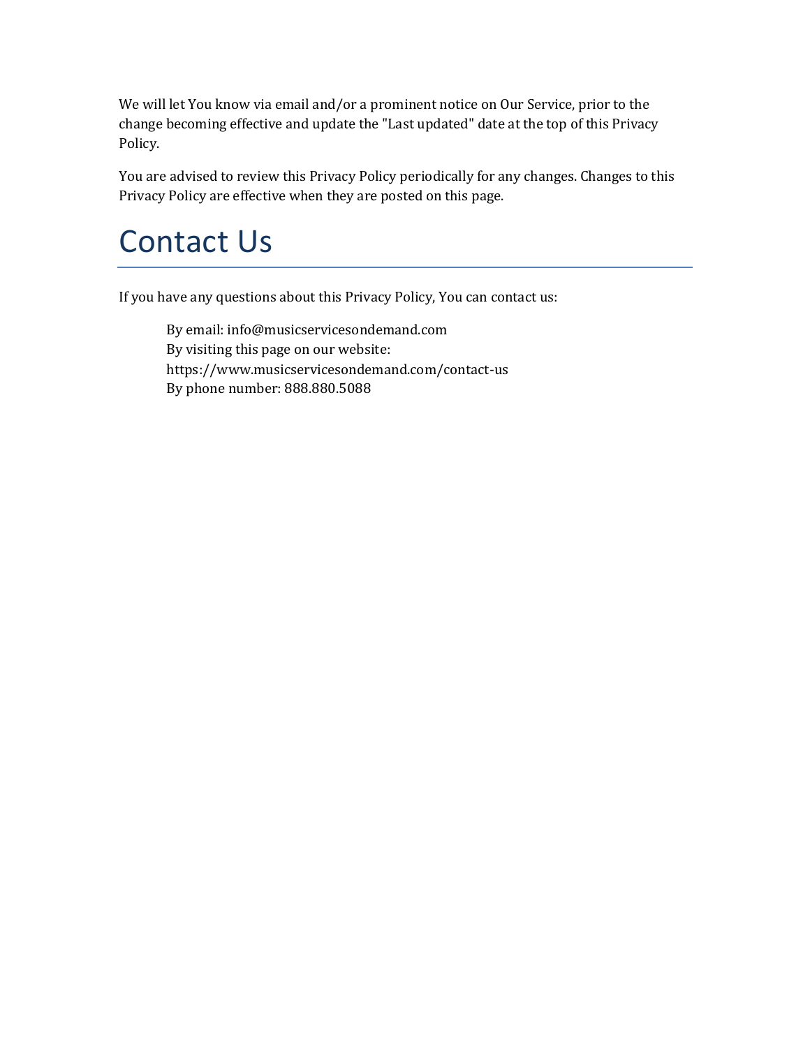We will let You know via email and/or a prominent notice on Our Service, prior to the change becoming effective and update the "Last updated" date at the top of this Privacy Policy.

You are advised to review this Privacy Policy periodically for any changes. Changes to this Privacy Policy are effective when they are posted on this page.

# Contact Us

If you have any questions about this Privacy Policy, You can contact us:

By email: info@musicservicesondemand.com
By visiting this page on our website: https://www.musicservicesondemand.com/contact-us
By phone number: 888.880.5088